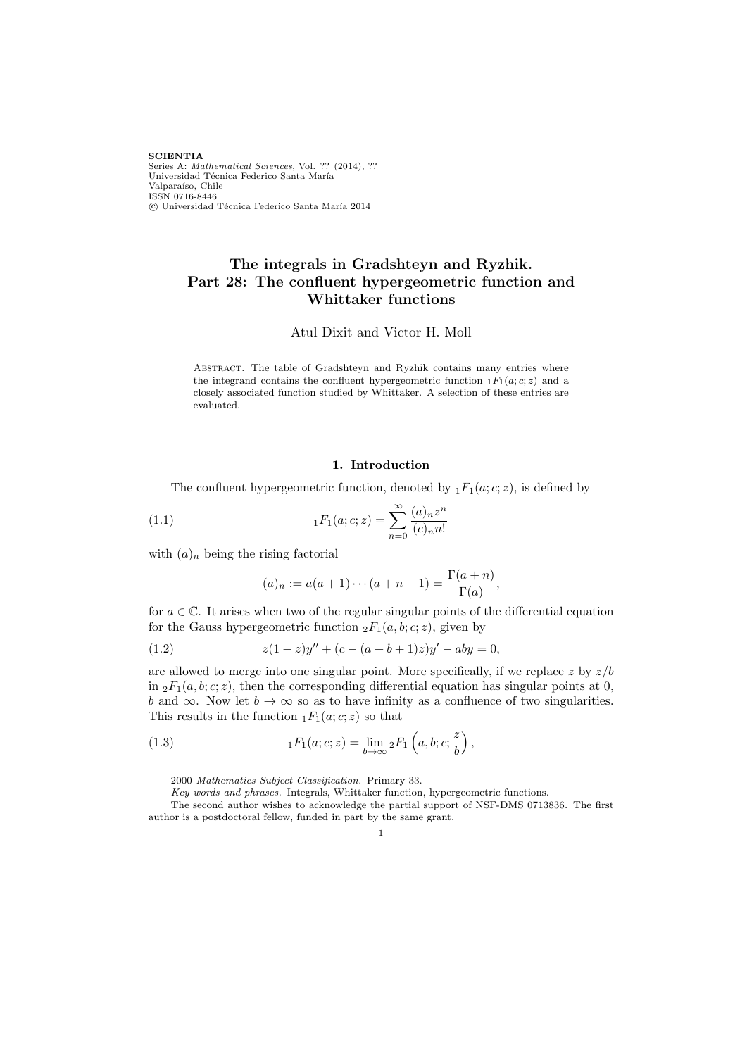**SCIENTIA**
Series A: *Mathematical Sciences*, Vol. ?? (2014), ??
Universidad Técnica Federico Santa María
Valparaíso, Chile
ISSN 0716-8446
© Universidad Técnica Federico Santa María 2014

# The integrals in Gradshteyn and Ryzhik. Part 28: The confluent hypergeometric function and Whittaker functions

Atul Dixit and Victor H. Moll

Abstract. The table of Gradshteyn and Ryzhik contains many entries where the integrand contains the confluent hypergeometric function ${}_1F_1(a;c;z)$ and a closely associated function studied by Whittaker. A selection of these entries are evaluated.

## 1. Introduction

The confluent hypergeometric function, denoted by ${}_1F_1(a;c;z)$, is defined by

$$
{}_1F_1(a;c;z) = \sum_{n=0}^{\infty} \frac{(a)_n z^n}{(c)_n n!} \tag{1.1}
$$

with $(a)_n$ being the rising factorial

$$
(a)_n := a(a+1)\cdots(a+n-1) = \frac{\Gamma(a+n)}{\Gamma(a)},
$$

for $a \in \mathbb{C}$. It arises when two of the regular singular points of the differential equation for the Gauss hypergeometric function ${}_2F_1(a,b;c;z)$, given by

$$
z(1-z)y'' + (c-(a+b+1)z)y' - aby = 0, \tag{1.2}
$$

are allowed to merge into one singular point. More specifically, if we replace $z$ by $z/b$ in ${}_2F_1(a,b;c;z)$, then the corresponding differential equation has singular points at 0, $b$ and $\infty$. Now let $b \to \infty$ so as to have infinity as a confluence of two singularities. This results in the function ${}_1F_1(a;c;z)$ so that

$$
{}_1F_1(a;c;z) = \lim_{b\to\infty} {}_2F_1\left(a,b;c;\frac{z}{b}\right), \tag{1.3}
$$

---

2000 *Mathematics Subject Classification.* Primary 33.

*Key words and phrases.* Integrals, Whittaker function, hypergeometric functions.

The second author wishes to acknowledge the partial support of NSF-DMS 0713836. The first author is a postdoctoral fellow, funded in part by the same grant.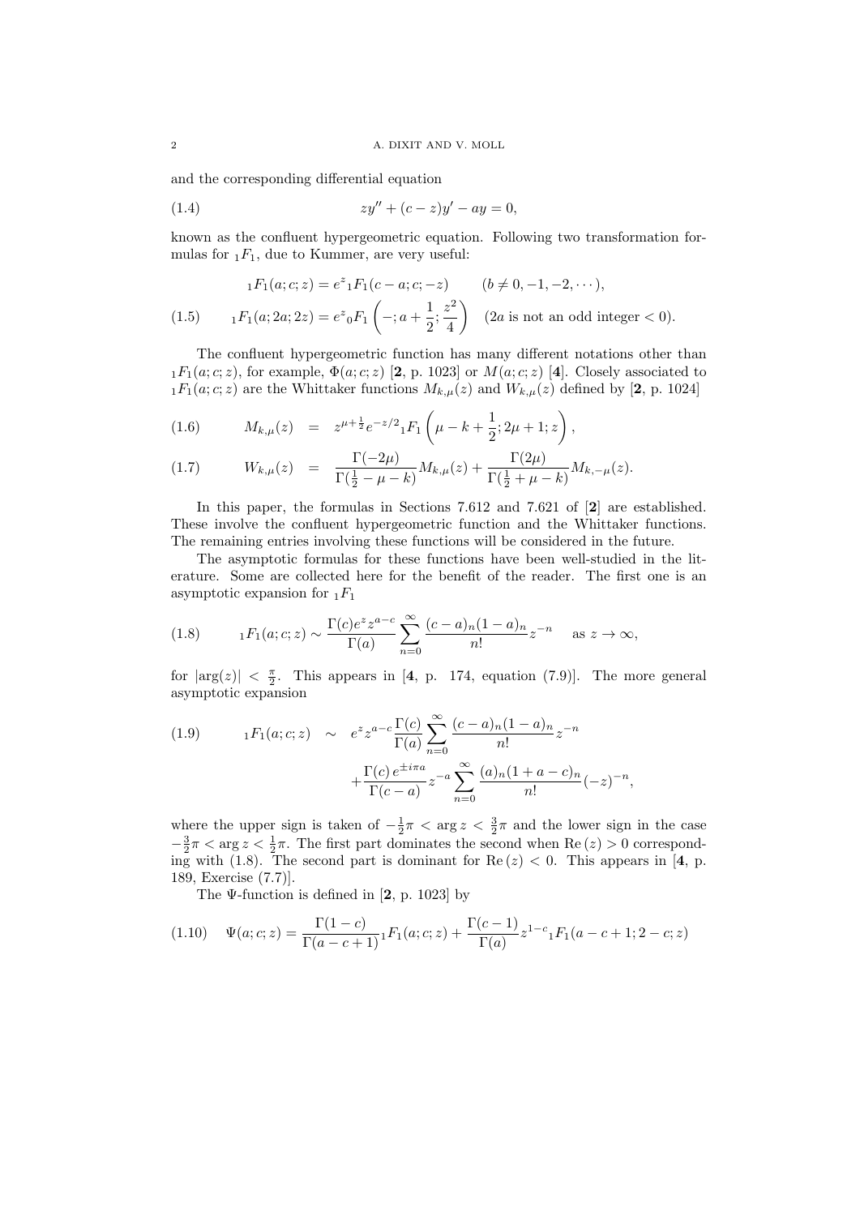and the corresponding differential equation

$$zy'' + (c - z)y' - ay = 0, \tag{1.4}$$

known as the confluent hypergeometric equation. Following two transformation formulas for ${}_1F_1$, due to Kummer, are very useful:

$$
\begin{aligned}
& {}_1F_1(a;c;z) = e^z {}_1F_1(c-a;c;-z) \qquad (b \neq 0, -1, -2, \cdots), \\
& {}_1F_1(a;2a;2z) = e^z {}_0F_1\left(-;a+\frac{1}{2};\frac{z^2}{4}\right) \quad (2a \text{ is not an odd integer} < 0).
\end{aligned} \tag{1.5}
$$

The confluent hypergeometric function has many different notations other than ${}_1F_1(a;c;z)$, for example, $\Phi(a;c;z)$ [**2**, p. 1023] or $M(a;c;z)$ [**4**]. Closely associated to ${}_1F_1(a;c;z)$ are the Whittaker functions $M_{k,\mu}(z)$ and $W_{k,\mu}(z)$ defined by [**2**, p. 1024]

$$M_{k,\mu}(z) = z^{\mu+\frac{1}{2}} e^{-z/2} {}_1F_1\left(\mu - k + \frac{1}{2}; 2\mu+1; z\right), \tag{1.6}$$

$$W_{k,\mu}(z) = \frac{\Gamma(-2\mu)}{\Gamma(\frac{1}{2}-\mu-k)} M_{k,\mu}(z) + \frac{\Gamma(2\mu)}{\Gamma(\frac{1}{2}+\mu-k)} M_{k,-\mu}(z). \tag{1.7}$$

In this paper, the formulas in Sections 7.612 and 7.621 of [**2**] are established. These involve the confluent hypergeometric function and the Whittaker functions. The remaining entries involving these functions will be considered in the future.

The asymptotic formulas for these functions have been well-studied in the literature. Some are collected here for the benefit of the reader. The first one is an asymptotic expansion for ${}_1F_1$

$${}_1F_1(a;c;z) \sim \frac{\Gamma(c) e^z z^{a-c}}{\Gamma(a)} \sum_{n=0}^{\infty} \frac{(c-a)_n (1-a)_n}{n!} z^{-n} \quad \text{ as } z \to \infty, \tag{1.8}$$

for $|\arg(z)| < \frac{\pi}{2}$. This appears in [**4**, p. 174, equation (7.9)]. The more general asymptotic expansion

$$
\begin{aligned}
{}_1F_1(a;c;z) \quad \sim \quad & e^z z^{a-c} \frac{\Gamma(c)}{\Gamma(a)} \sum_{n=0}^{\infty} \frac{(c-a)_n (1-a)_n}{n!} z^{-n} \\
& + \frac{\Gamma(c)\, e^{\pm i\pi a}}{\Gamma(c-a)} z^{-a} \sum_{n=0}^{\infty} \frac{(a)_n (1+a-c)_n}{n!} (-z)^{-n},
\end{aligned} \tag{1.9}
$$

where the upper sign is taken of $-\frac{1}{2}\pi < \arg z < \frac{3}{2}\pi$ and the lower sign in the case $-\frac{3}{2}\pi < \arg z < \frac{1}{2}\pi$. The first part dominates the second when $\text{Re}\,(z) > 0$ corresponding with (1.8). The second part is dominant for $\text{Re}\,(z) < 0$. This appears in [**4**, p. 189, Exercise (7.7)].

The $\Psi$-function is defined in [**2**, p. 1023] by

$$\Psi(a;c;z) = \frac{\Gamma(1-c)}{\Gamma(a-c+1)} {}_1F_1(a;c;z) + \frac{\Gamma(c-1)}{\Gamma(a)} z^{1-c} {}_1F_1(a-c+1;2-c;z) \tag{1.10}$$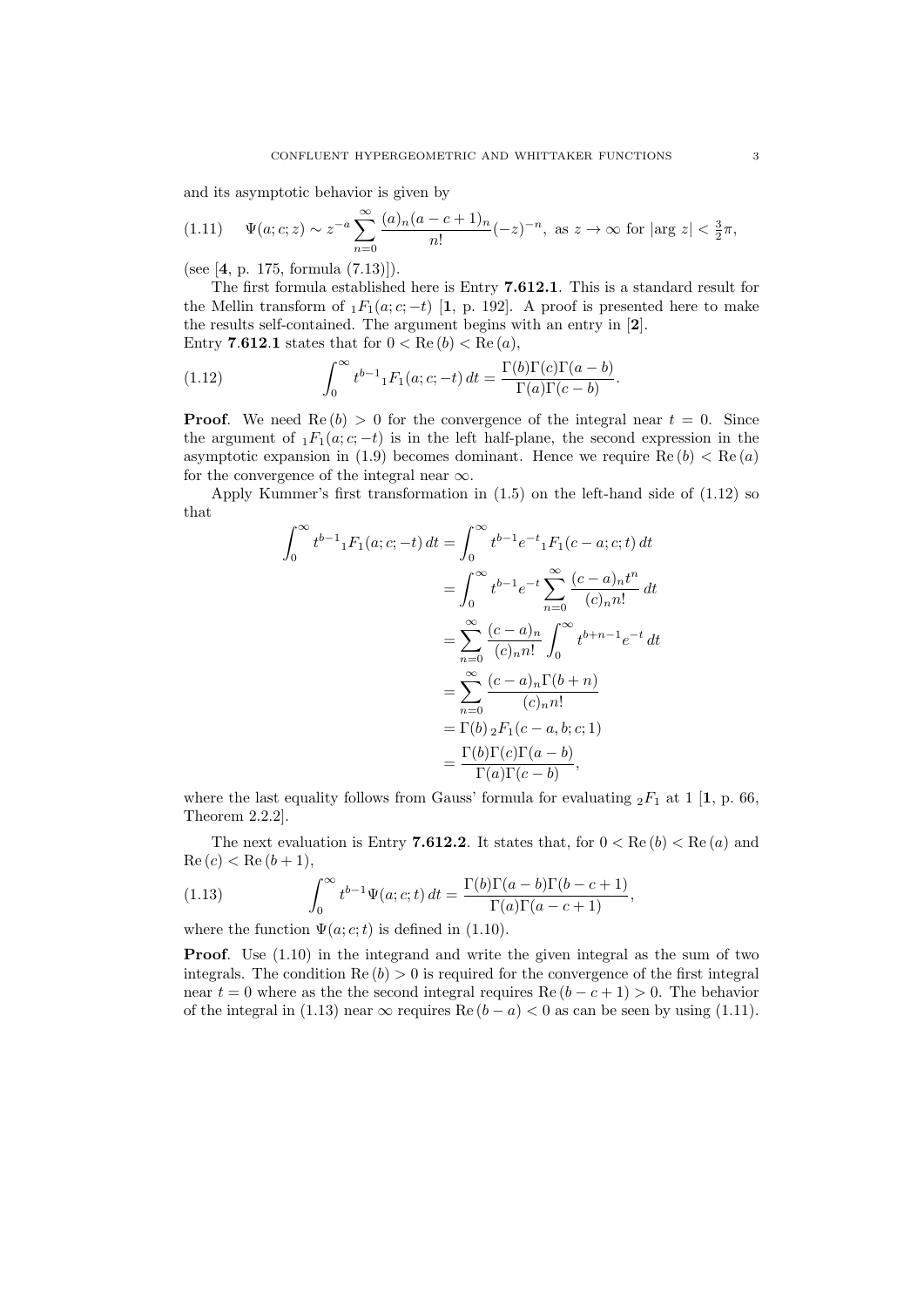and its asymptotic behavior is given by

$$\Psi(a;c;z) \sim z^{-a} \sum_{n=0}^{\infty} \frac{(a)_n (a-c+1)_n}{n!} (-z)^{-n}, \text{ as } z \to \infty \text{ for } |\arg z| < \tfrac{3}{2}\pi, \tag{1.11}$$

(see [**4**, p. 175, formula (7.13)]).

The first formula established here is Entry **7.612.1**. This is a standard result for the Mellin transform of ${}_1F_1(a;c;-t)$ [**1**, p. 192]. A proof is presented here to make the results self-contained. The argument begins with an entry in [**2**].
Entry **7.612.1** states that for $0 < \text{Re}\,(b) < \text{Re}\,(a)$,

$$\int_0^\infty t^{b-1} {}_1F_1(a;c;-t)\,dt = \frac{\Gamma(b)\Gamma(c)\Gamma(a-b)}{\Gamma(a)\Gamma(c-b)}. \tag{1.12}$$

**Proof**. We need $\text{Re}\,(b) > 0$ for the convergence of the integral near $t = 0$. Since the argument of ${}_1F_1(a;c;-t)$ is in the left half-plane, the second expression in the asymptotic expansion in (1.9) becomes dominant. Hence we require $\text{Re}\,(b) < \text{Re}\,(a)$ for the convergence of the integral near $\infty$.

Apply Kummer's first transformation in (1.5) on the left-hand side of (1.12) so that

$$\begin{aligned}
\int_0^\infty t^{b-1} {}_1F_1(a;c;-t)\,dt &= \int_0^\infty t^{b-1} e^{-t} {}_1F_1(c-a;c;t)\,dt \\
&= \int_0^\infty t^{b-1} e^{-t} \sum_{n=0}^{\infty} \frac{(c-a)_n t^n}{(c)_n n!}\,dt \\
&= \sum_{n=0}^{\infty} \frac{(c-a)_n}{(c)_n n!} \int_0^\infty t^{b+n-1} e^{-t}\,dt \\
&= \sum_{n=0}^{\infty} \frac{(c-a)_n \Gamma(b+n)}{(c)_n n!} \\
&= \Gamma(b)\, {}_2F_1(c-a,b;c;1) \\
&= \frac{\Gamma(b)\Gamma(c)\Gamma(a-b)}{\Gamma(a)\Gamma(c-b)},
\end{aligned}$$

where the last equality follows from Gauss' formula for evaluating ${}_2F_1$ at 1 [**1**, p. 66, Theorem 2.2.2].

The next evaluation is Entry **7.612.2**. It states that, for $0 < \text{Re}\,(b) < \text{Re}\,(a)$ and $\text{Re}\,(c) < \text{Re}\,(b+1)$,

$$\int_0^\infty t^{b-1} \Psi(a;c;t)\,dt = \frac{\Gamma(b)\Gamma(a-b)\Gamma(b-c+1)}{\Gamma(a)\Gamma(a-c+1)}, \tag{1.13}$$

where the function $\Psi(a;c;t)$ is defined in (1.10).

**Proof**. Use (1.10) in the integrand and write the given integral as the sum of two integrals. The condition $\text{Re}\,(b) > 0$ is required for the convergence of the first integral near $t = 0$ where as the the second integral requires $\text{Re}\,(b-c+1) > 0$. The behavior of the integral in (1.13) near $\infty$ requires $\text{Re}\,(b-a) < 0$ as can be seen by using (1.11).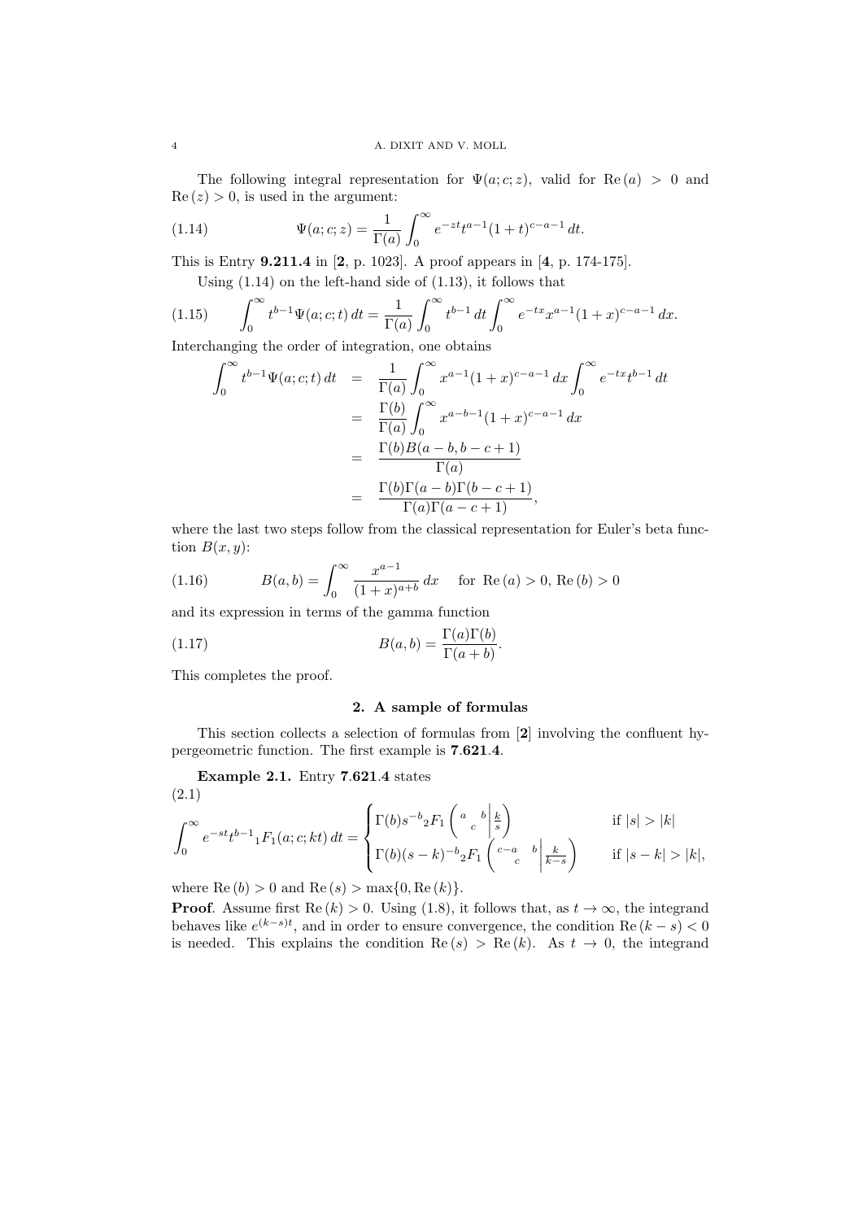The following integral representation for $\Psi(a;c;z)$, valid for $\text{Re}\,(a) > 0$ and $\text{Re}\,(z) > 0$, is used in the argument:

$$\Psi(a;c;z) = \frac{1}{\Gamma(a)} \int_0^\infty e^{-zt} t^{a-1} (1+t)^{c-a-1} \, dt. \tag{1.14}$$

This is Entry **9.211.4** in [**2**, p. 1023]. A proof appears in [**4**, p. 174-175].

Using (1.14) on the left-hand side of (1.13), it follows that

$$\int_0^\infty t^{b-1} \Psi(a;c;t) \, dt = \frac{1}{\Gamma(a)} \int_0^\infty t^{b-1} \, dt \int_0^\infty e^{-tx} x^{a-1} (1+x)^{c-a-1} \, dx. \tag{1.15}$$

Interchanging the order of integration, one obtains

$$\begin{aligned}
\int_0^\infty t^{b-1} \Psi(a;c;t) \, dt &= \frac{1}{\Gamma(a)} \int_0^\infty x^{a-1} (1+x)^{c-a-1} \, dx \int_0^\infty e^{-tx} t^{b-1} \, dt \\
&= \frac{\Gamma(b)}{\Gamma(a)} \int_0^\infty x^{a-b-1} (1+x)^{c-a-1} \, dx \\
&= \frac{\Gamma(b) B(a-b, b-c+1)}{\Gamma(a)} \\
&= \frac{\Gamma(b)\Gamma(a-b)\Gamma(b-c+1)}{\Gamma(a)\Gamma(a-c+1)},
\end{aligned}$$

where the last two steps follow from the classical representation for Euler's beta function $B(x,y)$:

$$B(a,b) = \int_0^\infty \frac{x^{a-1}}{(1+x)^{a+b}} \, dx \quad \text{for } \text{Re}\,(a) > 0, \, \text{Re}\,(b) > 0 \tag{1.16}$$

and its expression in terms of the gamma function

$$B(a,b) = \frac{\Gamma(a)\Gamma(b)}{\Gamma(a+b)}. \tag{1.17}$$

This completes the proof.

## 2. A sample of formulas

This section collects a selection of formulas from [**2**] involving the confluent hypergeometric function. The first example is **7.621.4**.

**Example 2.1.** Entry **7.621.4** states

$$\int_0^\infty e^{-st} t^{b-1} {}_1F_1(a;c;kt) \, dt = \begin{cases} \Gamma(b) s^{-b} {}_2F_1 \left( \begin{matrix} a \quad b \\ c \end{matrix} \middle| \frac{k}{s} \right) & \text{if } |s| > |k| \\ \Gamma(b)(s-k)^{-b} {}_2F_1 \left( \begin{matrix} c-a \quad b \\ c \end{matrix} \middle| \frac{k}{k-s} \right) & \text{if } |s-k| > |k|, \end{cases} \tag{2.1}$$

where $\text{Re}\,(b) > 0$ and $\text{Re}\,(s) > \max\{0, \text{Re}\,(k)\}$.

**Proof**. Assume first $\text{Re}\,(k) > 0$. Using (1.8), it follows that, as $t \to \infty$, the integrand behaves like $e^{(k-s)t}$, and in order to ensure convergence, the condition $\text{Re}\,(k-s) < 0$ is needed. This explains the condition $\text{Re}\,(s) > \text{Re}\,(k)$. As $t \to 0$, the integrand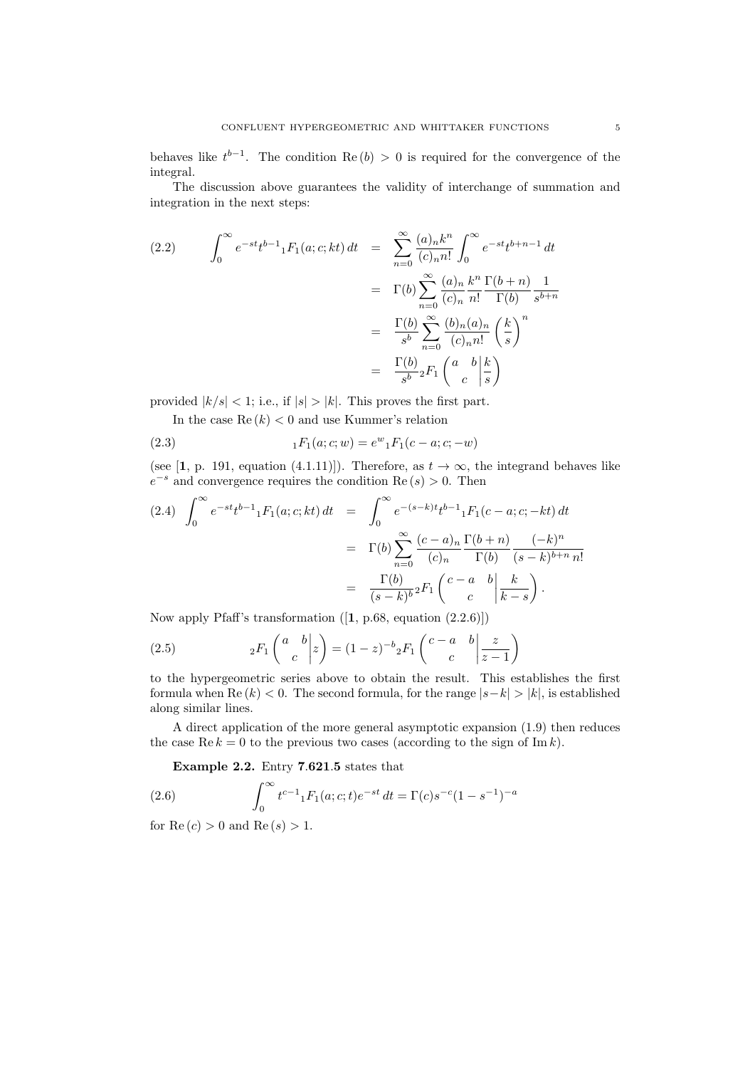behaves like $t^{b-1}$. The condition $\text{Re}\,(b) > 0$ is required for the convergence of the integral.

The discussion above guarantees the validity of interchange of summation and integration in the next steps:

$$
\begin{aligned}
\int_0^\infty e^{-st} t^{b-1} {}_1F_1(a;c;kt)\,dt &= \sum_{n=0}^\infty \frac{(a)_n k^n}{(c)_n n!} \int_0^\infty e^{-st} t^{b+n-1}\,dt \\
&= \Gamma(b) \sum_{n=0}^\infty \frac{(a)_n}{(c)_n} \frac{k^n}{n!} \frac{\Gamma(b+n)}{\Gamma(b)} \frac{1}{s^{b+n}} \\
&= \frac{\Gamma(b)}{s^b} \sum_{n=0}^\infty \frac{(b)_n (a)_n}{(c)_n n!} \left(\frac{k}{s}\right)^n \\
&= \frac{\Gamma(b)}{s^b} {}_2F_1\left( \begin{matrix} a & b \\ & c \end{matrix} \middle| \frac{k}{s} \right)
\end{aligned} \tag{2.2}
$$

provided $|k/s| < 1$; i.e., if $|s| > |k|$. This proves the first part.

In the case $\text{Re}\,(k) < 0$ and use Kummer's relation

$$
{}_1F_1(a;c;w) = e^w {}_1F_1(c-a;c;-w) \tag{2.3}
$$

(see [**1**, p. 191, equation (4.1.11)]). Therefore, as $t \to \infty$, the integrand behaves like $e^{-s}$ and convergence requires the condition $\text{Re}\,(s) > 0$. Then

$$
\begin{aligned}
\int_0^\infty e^{-st} t^{b-1} {}_1F_1(a;c;kt)\,dt &= \int_0^\infty e^{-(s-k)t} t^{b-1} {}_1F_1(c-a;c;-kt)\,dt \\
&= \Gamma(b) \sum_{n=0}^\infty \frac{(c-a)_n}{(c)_n} \frac{\Gamma(b+n)}{\Gamma(b)} \frac{(-k)^n}{(s-k)^{b+n}\,n!} \\
&= \frac{\Gamma(b)}{(s-k)^b} {}_2F_1\left( \begin{matrix} c-a & b \\ & c \end{matrix} \middle| \frac{k}{k-s} \right).
\end{aligned} \tag{2.4}
$$

Now apply Pfaff's transformation ([**1**, p.68, equation (2.2.6)])

$$
{}_2F_1\left( \begin{matrix} a & b \\ & c \end{matrix} \middle| z \right) = (1-z)^{-b} {}_2F_1\left( \begin{matrix} c-a & b \\ & c \end{matrix} \middle| \frac{z}{z-1} \right) \tag{2.5}
$$

to the hypergeometric series above to obtain the result. This establishes the first formula when $\text{Re}\,(k) < 0$. The second formula, for the range $|s-k| > |k|$, is established along similar lines.

A direct application of the more general asymptotic expansion (1.9) then reduces the case $\text{Re}\,k = 0$ to the previous two cases (according to the sign of $\text{Im}\,k$).

**Example 2.2.** Entry **7.621.5** states that

$$
\int_0^\infty t^{c-1} {}_1F_1(a;c;t) e^{-st}\,dt = \Gamma(c) s^{-c} (1-s^{-1})^{-a} \tag{2.6}
$$

for $\text{Re}\,(c) > 0$ and $\text{Re}\,(s) > 1$.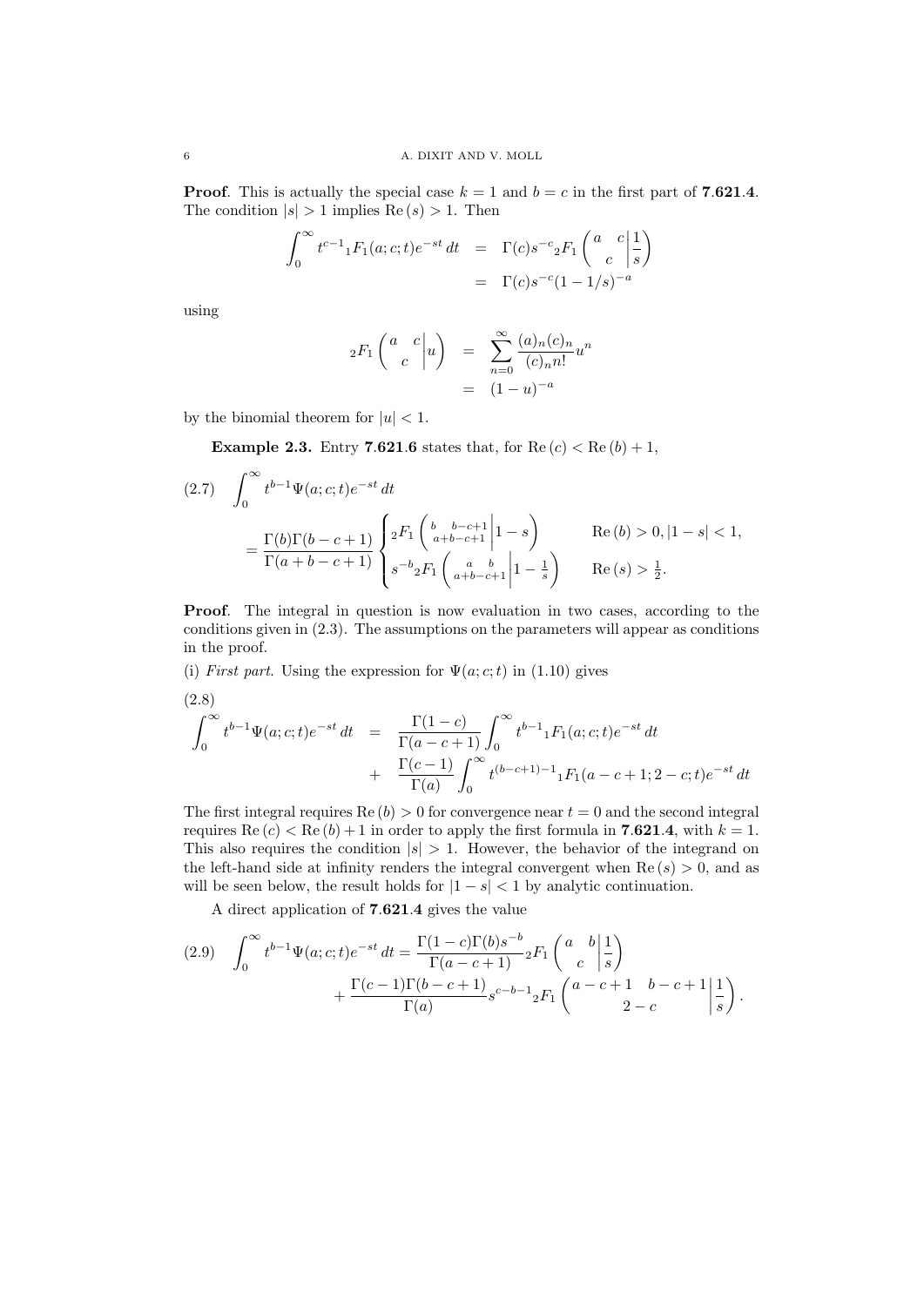**Proof**. This is actually the special case $k = 1$ and $b = c$ in the first part of **7.621.4**. The condition $|s| > 1$ implies $\mathrm{Re}\,(s) > 1$. Then

$$
\begin{aligned}
\int_0^\infty t^{c-1}{}_1F_1(a;c;t)e^{-st}\,dt &= \Gamma(c)s^{-c}{}_2F_1\left(\begin{matrix} a & c \\ & c \end{matrix}\bigg|\frac{1}{s}\right) \\
&= \Gamma(c)s^{-c}(1-1/s)^{-a}
\end{aligned}
$$

using

$$
\begin{aligned}
{}_2F_1\left(\begin{matrix} a & c \\ & c \end{matrix}\bigg|u\right) &= \sum_{n=0}^\infty \frac{(a)_n(c)_n}{(c)_n n!}u^n \\
&= (1-u)^{-a}
\end{aligned}
$$

by the binomial theorem for $|u| < 1$.

**Example 2.3.** Entry **7.621.6** states that, for $\mathrm{Re}\,(c) < \mathrm{Re}\,(b) + 1$,

$$
\begin{aligned}
(2.7)\quad &\int_0^\infty t^{b-1}\Psi(a;c;t)e^{-st}\,dt \\
&= \frac{\Gamma(b)\Gamma(b-c+1)}{\Gamma(a+b-c+1)}\begin{cases} {}_2F_1\left(\begin{matrix} b & b-c+1 \\ a+b-c+1 \end{matrix}\bigg|1-s\right) & \mathrm{Re}\,(b) > 0, |1-s| < 1, \\ s^{-b}{}_2F_1\left(\begin{matrix} a & b \\ a+b-c+1 \end{matrix}\bigg|1-\frac{1}{s}\right) & \mathrm{Re}\,(s) > \frac{1}{2}. \end{cases}
\end{aligned}
$$

**Proof**. The integral in question is now evaluation in two cases, according to the conditions given in (2.3). The assumptions on the parameters will appear as conditions in the proof.

(i) *First part*. Using the expression for $\Psi(a;c;t)$ in (1.10) gives

$$
\begin{aligned}
(2.8)\quad \int_0^\infty t^{b-1}\Psi(a;c;t)e^{-st}\,dt &= \frac{\Gamma(1-c)}{\Gamma(a-c+1)}\int_0^\infty t^{b-1}{}_1F_1(a;c;t)e^{-st}\,dt \\
&+ \frac{\Gamma(c-1)}{\Gamma(a)}\int_0^\infty t^{(b-c+1)-1}{}_1F_1(a-c+1;2-c;t)e^{-st}\,dt
\end{aligned}
$$

The first integral requires $\mathrm{Re}\,(b) > 0$ for convergence near $t = 0$ and the second integral requires $\mathrm{Re}\,(c) < \mathrm{Re}\,(b) + 1$ in order to apply the first formula in **7.621.4**, with $k = 1$. This also requires the condition $|s| > 1$. However, the behavior of the integrand on the left-hand side at infinity renders the integral convergent when $\mathrm{Re}\,(s) > 0$, and as will be seen below, the result holds for $|1-s| < 1$ by analytic continuation.

A direct application of **7.621.4** gives the value

$$
\begin{aligned}
(2.9)\quad \int_0^\infty t^{b-1}\Psi(a;c;t)e^{-st}\,dt = &\frac{\Gamma(1-c)\Gamma(b)s^{-b}}{\Gamma(a-c+1)}{}_2F_1\left(\begin{matrix} a & b \\ & c \end{matrix}\bigg|\frac{1}{s}\right) \\
&+ \frac{\Gamma(c-1)\Gamma(b-c+1)}{\Gamma(a)}s^{c-b-1}{}_2F_1\left(\begin{matrix} a-c+1 & b-c+1 \\ & 2-c \end{matrix}\bigg|\frac{1}{s}\right).
\end{aligned}
$$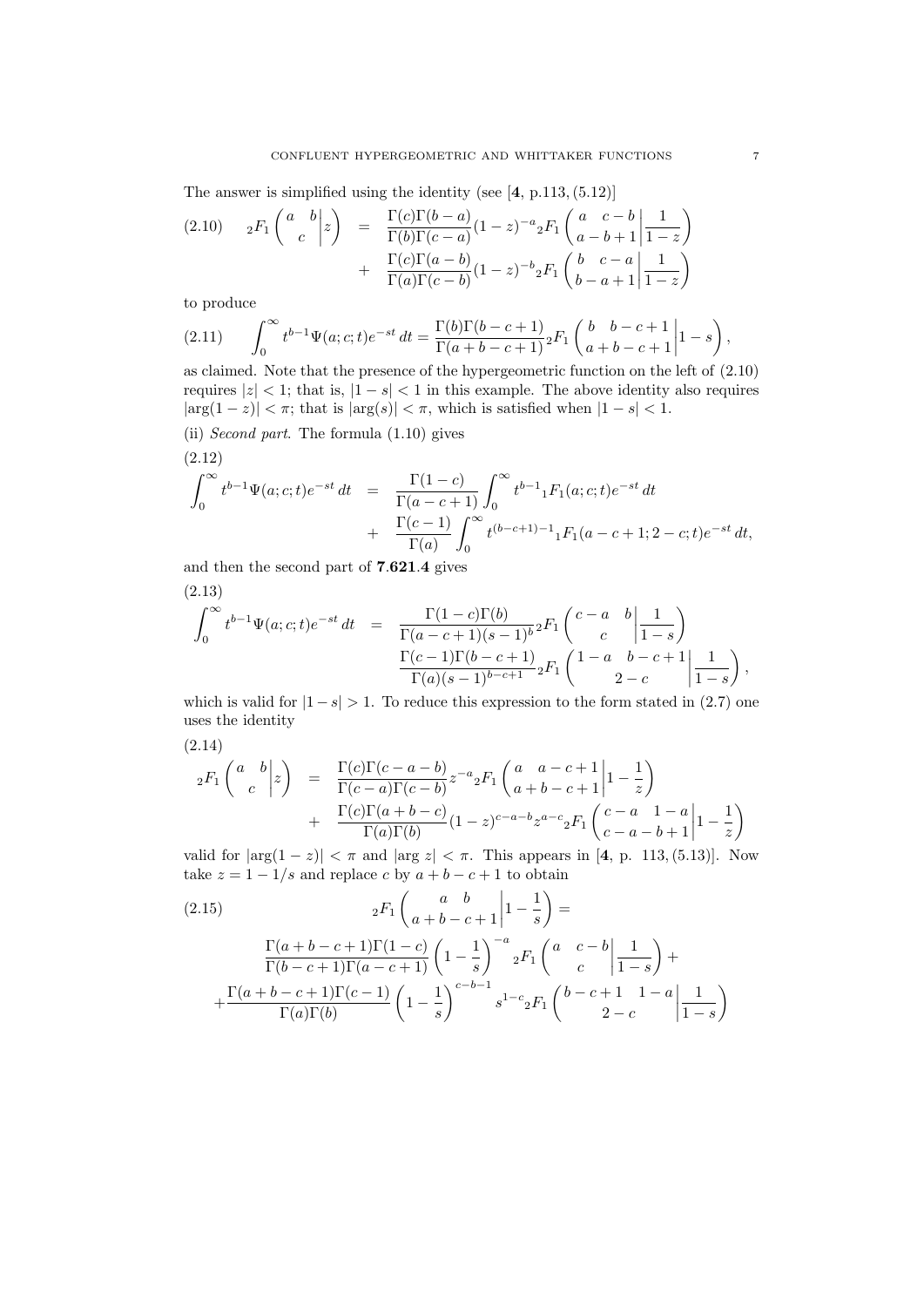The answer is simplified using the identity (see [**4**, p.113, (5.12)]

$$
(2.10) \qquad {}_2F_1\left( \begin{matrix} a & b \\ & c \end{matrix} \middle| z \right) = \frac{\Gamma(c)\Gamma(b-a)}{\Gamma(b)\Gamma(c-a)}(1-z)^{-a}{}_2F_1\left( \begin{matrix} a & c-b \\ a-b+1 & \end{matrix} \middle| \frac{1}{1-z} \right) + \frac{\Gamma(c)\Gamma(a-b)}{\Gamma(a)\Gamma(c-b)}(1-z)^{-b}{}_2F_1\left( \begin{matrix} b & c-a \\ b-a+1 & \end{matrix} \middle| \frac{1}{1-z} \right)
$$

to produce

$$
(2.11) \qquad \int_0^\infty t^{b-1}\Psi(a;c;t)e^{-st}\,dt = \frac{\Gamma(b)\Gamma(b-c+1)}{\Gamma(a+b-c+1)}{}_2F_1\left( \begin{matrix} b & b-c+1 \\ a+b-c+1 & \end{matrix} \middle| 1-s \right),
$$

as claimed. Note that the presence of the hypergeometric function on the left of (2.10) requires $|z|<1$; that is, $|1-s|<1$ in this example. The above identity also requires $|\arg(1-z)|<\pi$; that is $|\arg(s)|<\pi$, which is satisfied when $|1-s|<1$.

(ii) *Second part*. The formula (1.10) gives

$$
(2.12) \qquad \int_0^\infty t^{b-1}\Psi(a;c;t)e^{-st}\,dt = \frac{\Gamma(1-c)}{\Gamma(a-c+1)}\int_0^\infty t^{b-1}{}_1F_1(a;c;t)e^{-st}\,dt + \frac{\Gamma(c-1)}{\Gamma(a)}\int_0^\infty t^{(b-c+1)-1}{}_1F_1(a-c+1;2-c;t)e^{-st}\,dt,
$$

and then the second part of **7**.**621**.**4** gives

$$
(2.13) \qquad \int_0^\infty t^{b-1}\Psi(a;c;t)e^{-st}\,dt = \frac{\Gamma(1-c)\Gamma(b)}{\Gamma(a-c+1)(s-1)^b}{}_2F_1\left( \begin{matrix} c-a & b \\ & c \end{matrix} \middle| \frac{1}{1-s} \right) \frac{\Gamma(c-1)\Gamma(b-c+1)}{\Gamma(a)(s-1)^{b-c+1}}{}_2F_1\left( \begin{matrix} 1-a & b-c+1 \\ 2-c & \end{matrix} \middle| \frac{1}{1-s} \right),
$$

which is valid for $|1-s|>1$. To reduce this expression to the form stated in (2.7) one uses the identity

$$
(2.14) \qquad {}_2F_1\left( \begin{matrix} a & b \\ & c \end{matrix} \middle| z \right) = \frac{\Gamma(c)\Gamma(c-a-b)}{\Gamma(c-a)\Gamma(c-b)}z^{-a}{}_2F_1\left( \begin{matrix} a & a-c+1 \\ a+b-c+1 & \end{matrix} \middle| 1-\frac{1}{z} \right) + \frac{\Gamma(c)\Gamma(a+b-c)}{\Gamma(a)\Gamma(b)}(1-z)^{c-a-b}z^{a-c}{}_2F_1\left( \begin{matrix} c-a & 1-a \\ c-a-b+1 & \end{matrix} \middle| 1-\frac{1}{z} \right)
$$

valid for $|\arg(1-z)|<\pi$ and $|\arg z|<\pi$. This appears in [**4**, p. 113, (5.13)]. Now take $z=1-1/s$ and replace $c$ by $a+b-c+1$ to obtain

$$
(2.15) \qquad {}_2F_1\left( \begin{matrix} a & b \\ a+b-c+1 & \end{matrix} \middle| 1-\frac{1}{s} \right) =
$$

$$
\frac{\Gamma(a+b-c+1)\Gamma(1-c)}{\Gamma(b-c+1)\Gamma(a-c+1)}\left(1-\frac{1}{s}\right)^{-a}{}_2F_1\left( \begin{matrix} a & c-b \\ & c \end{matrix} \middle| \frac{1}{1-s} \right) + 
$$

$$
+\frac{\Gamma(a+b-c+1)\Gamma(c-1)}{\Gamma(a)\Gamma(b)}\left(1-\frac{1}{s}\right)^{c-b-1}s^{1-c}{}_2F_1\left( \begin{matrix} b-c+1 & 1-a \\ 2-c & \end{matrix} \middle| \frac{1}{1-s} \right)
$$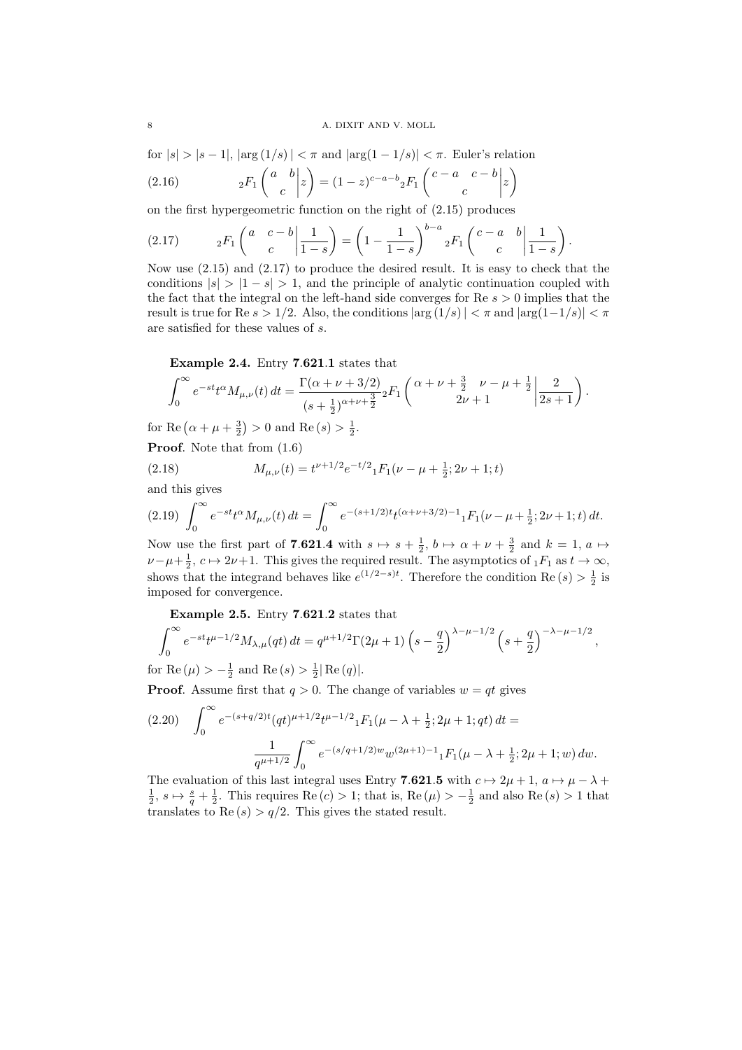for $|s| > |s-1|$, $|\arg(1/s)| < \pi$ and $|\arg(1-1/s)| < \pi$. Euler's relation

$$
{}_2F_1\left( \begin{matrix} a & b \\ & c \end{matrix} \Big| z \right) = (1-z)^{c-a-b} {}_2F_1\left( \begin{matrix} c-a & c-b \\ & c \end{matrix} \Big| z \right) \tag{2.16}
$$

on the first hypergeometric function on the right of (2.15) produces

$$
{}_2F_1\left( \begin{matrix} a & c-b \\ & c \end{matrix} \Big| \frac{1}{1-s} \right) = \left( 1 - \frac{1}{1-s} \right)^{b-a} {}_2F_1\left( \begin{matrix} c-a & b \\ & c \end{matrix} \Big| \frac{1}{1-s} \right). \tag{2.17}
$$

Now use (2.15) and (2.17) to produce the desired result. It is easy to check that the conditions $|s| > |1-s| > 1$, and the principle of analytic continuation coupled with the fact that the integral on the left-hand side converges for $\text{Re } s > 0$ implies that the result is true for $\text{Re } s > 1/2$. Also, the conditions $|\arg(1/s)| < \pi$ and $|\arg(1-1/s)| < \pi$ are satisfied for these values of $s$.

**Example 2.4.** Entry **7.621.1** states that

$$
\int_0^\infty e^{-st} t^\alpha M_{\mu,\nu}(t)\, dt = \frac{\Gamma(\alpha+\nu+3/2)}{(s+\frac{1}{2})^{\alpha+\nu+\frac{3}{2}}} {}_2F_1\left( \begin{matrix} \alpha+\nu+\frac{3}{2} & \nu-\mu+\frac{1}{2} \\ & 2\nu+1 \end{matrix} \Big| \frac{2}{2s+1} \right).
$$

for $\text{Re}\left(\alpha+\mu+\frac{3}{2}\right) > 0$ and $\text{Re}\,(s) > \frac{1}{2}$.

**Proof**. Note that from (1.6)

$$
M_{\mu,\nu}(t) = t^{\nu+1/2} e^{-t/2} {}_1F_1(\nu-\mu+\tfrac{1}{2}; 2\nu+1; t) \tag{2.18}
$$

and this gives

$$
\int_0^\infty e^{-st} t^\alpha M_{\mu,\nu}(t)\, dt = \int_0^\infty e^{-(s+1/2)t} t^{(\alpha+\nu+3/2)-1} {}_1F_1(\nu-\mu+\tfrac{1}{2}; 2\nu+1; t)\, dt. \tag{2.19}
$$

Now use the first part of **7.621.4** with $s \mapsto s+\frac{1}{2}$, $b \mapsto \alpha+\nu+\frac{3}{2}$ and $k=1$, $a \mapsto \nu-\mu+\frac{1}{2}$, $c \mapsto 2\nu+1$. This gives the required result. The asymptotics of ${}_1F_1$ as $t \to \infty$, shows that the integrand behaves like $e^{(1/2-s)t}$. Therefore the condition $\text{Re}\,(s) > \frac{1}{2}$ is imposed for convergence.

**Example 2.5.** Entry **7.621.2** states that

$$
\int_0^\infty e^{-st} t^{\mu-1/2} M_{\lambda,\mu}(qt)\, dt = q^{\mu+1/2}\Gamma(2\mu+1)\left(s-\frac{q}{2}\right)^{\lambda-\mu-1/2}\left(s+\frac{q}{2}\right)^{-\lambda-\mu-1/2},
$$

for $\text{Re}\,(\mu) > -\frac{1}{2}$ and $\text{Re}\,(s) > \frac{1}{2}|\,\text{Re}\,(q)|$.

**Proof**. Assume first that $q > 0$. The change of variables $w = qt$ gives

$$
\int_0^\infty e^{-(s+q/2)t} (qt)^{\mu+1/2} t^{\mu-1/2} {}_1F_1(\mu-\lambda+\tfrac{1}{2}; 2\mu+1; qt)\, dt = \\
\frac{1}{q^{\mu+1/2}} \int_0^\infty e^{-(s/q+1/2)w} w^{(2\mu+1)-1} {}_1F_1(\mu-\lambda+\tfrac{1}{2}; 2\mu+1; w)\, dw. \tag{2.20}
$$

The evaluation of this last integral uses Entry **7.621.5** with $c \mapsto 2\mu+1$, $a \mapsto \mu-\lambda+\frac{1}{2}$, $s \mapsto \frac{s}{q}+\frac{1}{2}$. This requires $\text{Re}\,(c) > 1$; that is, $\text{Re}\,(\mu) > -\frac{1}{2}$ and also $\text{Re}\,(s) > 1$ that translates to $\text{Re}\,(s) > q/2$. This gives the stated result.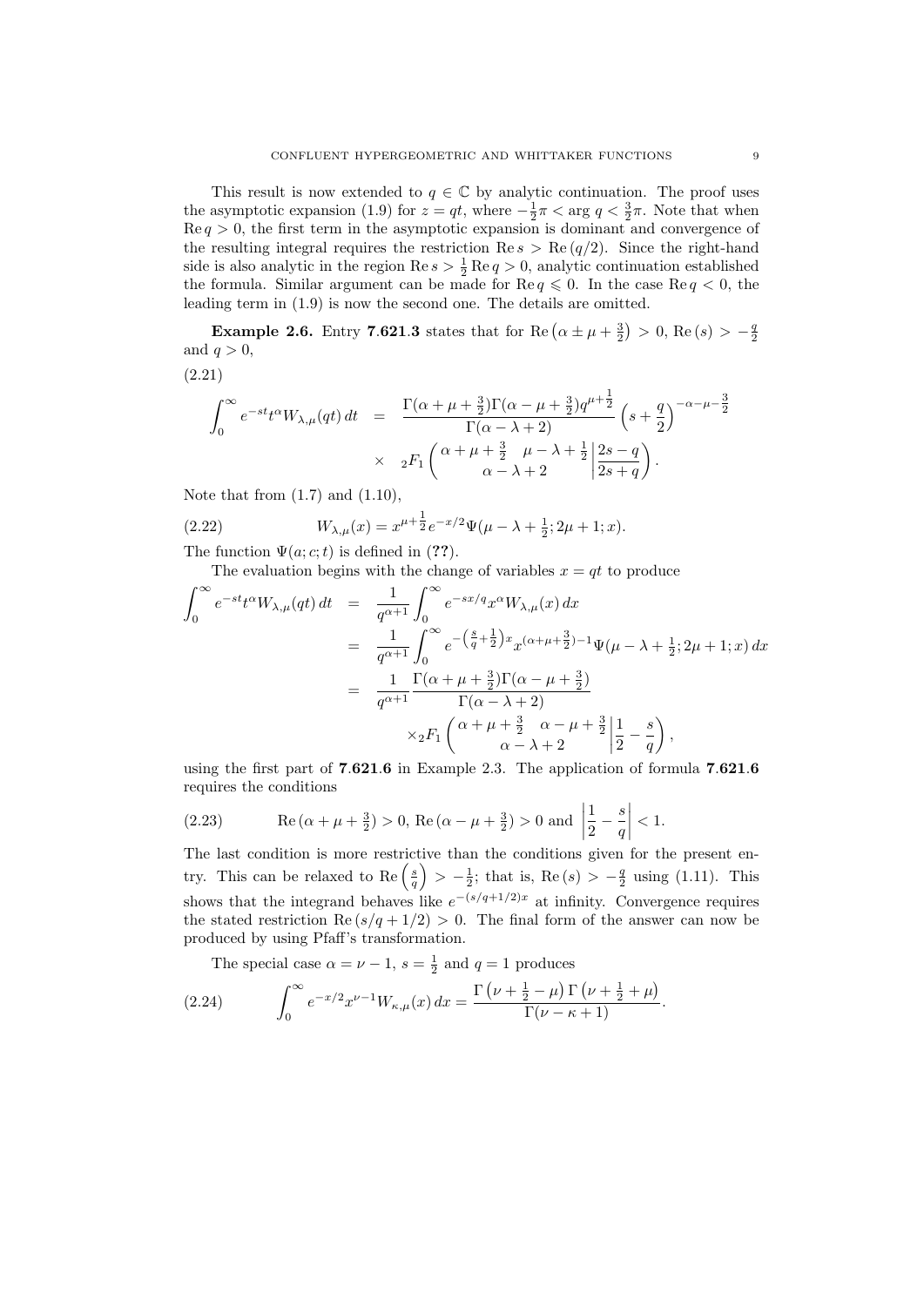This result is now extended to $q \in \mathbb{C}$ by analytic continuation. The proof uses the asymptotic expansion (1.9) for $z = qt$, where $-\frac{1}{2}\pi < \arg q < \frac{3}{2}\pi$. Note that when $\operatorname{Re} q > 0$, the first term in the asymptotic expansion is dominant and convergence of the resulting integral requires the restriction $\operatorname{Re} s > \operatorname{Re}(q/2)$. Since the right-hand side is also analytic in the region $\operatorname{Re} s > \frac{1}{2}\operatorname{Re} q > 0$, analytic continuation established the formula. Similar argument can be made for $\operatorname{Re} q \leqslant 0$. In the case $\operatorname{Re} q < 0$, the leading term in (1.9) is now the second one. The details are omitted.

**Example 2.6.** Entry **7.621.3** states that for $\operatorname{Re}\left(\alpha \pm \mu + \frac{3}{2}\right) > 0$, $\operatorname{Re}(s) > -\frac{q}{2}$ and $q > 0$,

(2.21)
$$\begin{aligned}\int_0^\infty e^{-st} t^\alpha W_{\lambda,\mu}(qt)\,dt &= \frac{\Gamma(\alpha+\mu+\frac{3}{2})\Gamma(\alpha-\mu+\frac{3}{2})q^{\mu+\frac{1}{2}}}{\Gamma(\alpha-\lambda+2)}\left(s+\frac{q}{2}\right)^{-\alpha-\mu-\frac{3}{2}} \\ &\times\ {}_2F_1\left(\left.\begin{matrix}\alpha+\mu+\frac{3}{2} & \mu-\lambda+\frac{1}{2}\\ \alpha-\lambda+2\end{matrix}\right|\frac{2s-q}{2s+q}\right).\end{aligned}$$

Note that from (1.7) and (1.10),

$$W_{\lambda,\mu}(x) = x^{\mu+\frac{1}{2}} e^{-x/2}\Psi(\mu-\lambda+\tfrac{1}{2}; 2\mu+1; x). \tag{2.22}$$

The function $\Psi(a;c;t)$ is defined in (**??**).

The evaluation begins with the change of variables $x = qt$ to produce

$$\begin{aligned}\int_0^\infty e^{-st} t^\alpha W_{\lambda,\mu}(qt)\,dt &= \frac{1}{q^{\alpha+1}}\int_0^\infty e^{-sx/q} x^\alpha W_{\lambda,\mu}(x)\,dx \\ &= \frac{1}{q^{\alpha+1}}\int_0^\infty e^{-\left(\frac{s}{q}+\frac{1}{2}\right)x} x^{(\alpha+\mu+\frac{3}{2})-1}\Psi(\mu-\lambda+\tfrac{1}{2}; 2\mu+1; x)\,dx \\ &= \frac{1}{q^{\alpha+1}}\frac{\Gamma(\alpha+\mu+\frac{3}{2})\Gamma(\alpha-\mu+\frac{3}{2})}{\Gamma(\alpha-\lambda+2)} \\ &\qquad \times {}_2F_1\left(\left.\begin{matrix}\alpha+\mu+\frac{3}{2} & \alpha-\mu+\frac{3}{2}\\ \alpha-\lambda+2\end{matrix}\right|\frac{1}{2}-\frac{s}{q}\right),\end{aligned}$$

using the first part of **7.621.6** in Example 2.3. The application of formula **7.621.6** requires the conditions

$$\operatorname{Re}(\alpha+\mu+\tfrac{3}{2}) > 0,\ \operatorname{Re}(\alpha-\mu+\tfrac{3}{2}) > 0 \text{ and } \left|\frac{1}{2}-\frac{s}{q}\right| < 1. \tag{2.23}$$

The last condition is more restrictive than the conditions given for the present entry. This can be relaxed to $\operatorname{Re}\left(\frac{s}{q}\right) > -\frac{1}{2}$; that is, $\operatorname{Re}(s) > -\frac{q}{2}$ using (1.11). This shows that the integrand behaves like $e^{-(s/q+1/2)x}$ at infinity. Convergence requires the stated restriction $\operatorname{Re}(s/q+1/2) > 0$. The final form of the answer can now be produced by using Pfaff's transformation.

The special case $\alpha = \nu - 1$, $s = \frac{1}{2}$ and $q = 1$ produces

$$\int_0^\infty e^{-x/2} x^{\nu-1} W_{\kappa,\mu}(x)\,dx = \frac{\Gamma\left(\nu+\frac{1}{2}-\mu\right)\Gamma\left(\nu+\frac{1}{2}+\mu\right)}{\Gamma(\nu-\kappa+1)}. \tag{2.24}$$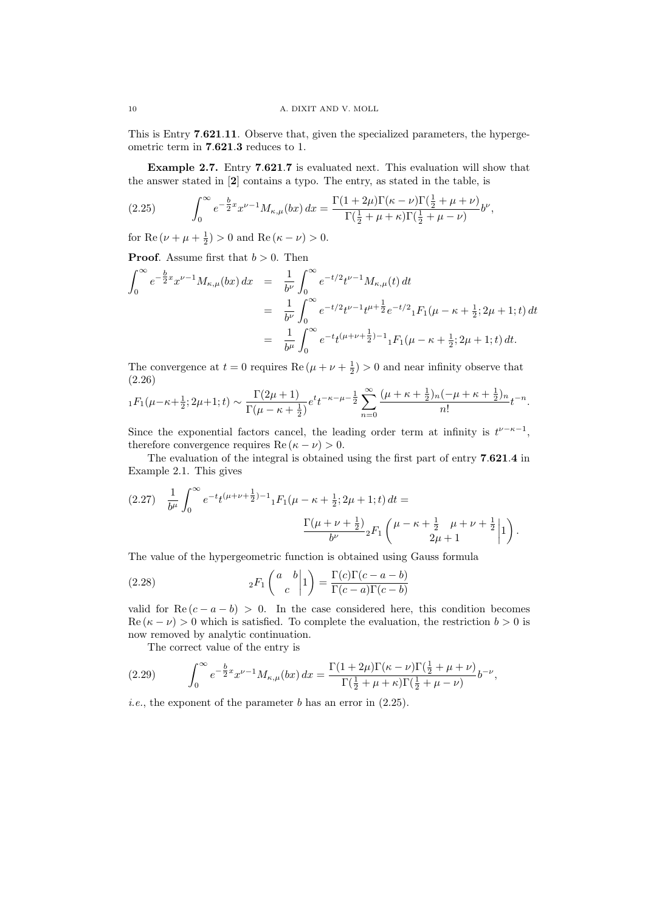This is Entry **7.621.11**. Observe that, given the specialized parameters, the hypergeometric term in **7.621.3** reduces to 1.

**Example 2.7.** Entry **7.621.7** is evaluated next. This evaluation will show that the answer stated in [**2**] contains a typo. The entry, as stated in the table, is

$$\int_0^\infty e^{-\frac{b}{2}x} x^{\nu-1} M_{\kappa,\mu}(bx)\,dx = \frac{\Gamma(1+2\mu)\Gamma(\kappa-\nu)\Gamma(\frac{1}{2}+\mu+\nu)}{\Gamma(\frac{1}{2}+\mu+\kappa)\Gamma(\frac{1}{2}+\mu-\nu)} b^{\nu}, \tag{2.25}$$

for $\text{Re}\,(\nu+\mu+\frac{1}{2})>0$ and $\text{Re}\,(\kappa-\nu)>0$.

**Proof**. Assume first that $b>0$. Then

$$\begin{aligned}
\int_0^\infty e^{-\frac{b}{2}x} x^{\nu-1} M_{\kappa,\mu}(bx)\,dx &= \frac{1}{b^\nu}\int_0^\infty e^{-t/2} t^{\nu-1} M_{\kappa,\mu}(t)\,dt \\
&= \frac{1}{b^\nu}\int_0^\infty e^{-t/2} t^{\nu-1} t^{\mu+\frac{1}{2}} e^{-t/2} {}_1F_1(\mu-\kappa+\tfrac{1}{2};2\mu+1;t)\,dt \\
&= \frac{1}{b^\mu}\int_0^\infty e^{-t} t^{(\mu+\nu+\frac{1}{2})-1} {}_1F_1(\mu-\kappa+\tfrac{1}{2};2\mu+1;t)\,dt.
\end{aligned}$$

The convergence at $t=0$ requires $\text{Re}\,(\mu+\nu+\frac{1}{2})>0$ and near infinity observe that (2.26)

$$ {}_1F_1(\mu-\kappa+\tfrac{1}{2};2\mu+1;t) \sim \frac{\Gamma(2\mu+1)}{\Gamma(\mu-\kappa+\frac{1}{2})} e^t t^{-\kappa-\mu-\frac{1}{2}} \sum_{n=0}^\infty \frac{(\mu+\kappa+\frac{1}{2})_n(-\mu+\kappa+\frac{1}{2})_n}{n!} t^{-n}.$$

Since the exponential factors cancel, the leading order term at infinity is $t^{\nu-\kappa-1}$, therefore convergence requires $\text{Re}\,(\kappa-\nu)>0$.

The evaluation of the integral is obtained using the first part of entry **7.621.4** in Example 2.1. This gives

$$\frac{1}{b^\mu}\int_0^\infty e^{-t} t^{(\mu+\nu+\frac{1}{2})-1} {}_1F_1(\mu-\kappa+\tfrac{1}{2};2\mu+1;t)\,dt = \frac{\Gamma(\mu+\nu+\frac{1}{2})}{b^\nu} {}_2F_1\left( \begin{matrix} \mu-\kappa+\frac{1}{2} & \mu+\nu+\frac{1}{2} \\ & 2\mu+1 \end{matrix} \middle| 1 \right). \tag{2.27}$$

The value of the hypergeometric function is obtained using Gauss formula

$$ {}_2F_1\left( \begin{matrix} a & b \\ & c \end{matrix} \middle| 1 \right) = \frac{\Gamma(c)\Gamma(c-a-b)}{\Gamma(c-a)\Gamma(c-b)} \tag{2.28}$$

valid for $\text{Re}\,(c-a-b)>0$. In the case considered here, this condition becomes $\text{Re}\,(\kappa-\nu)>0$ which is satisfied. To complete the evaluation, the restriction $b>0$ is now removed by analytic continuation.

The correct value of the entry is

$$\int_0^\infty e^{-\frac{b}{2}x} x^{\nu-1} M_{\kappa,\mu}(bx)\,dx = \frac{\Gamma(1+2\mu)\Gamma(\kappa-\nu)\Gamma(\frac{1}{2}+\mu+\nu)}{\Gamma(\frac{1}{2}+\mu+\kappa)\Gamma(\frac{1}{2}+\mu-\nu)} b^{-\nu}, \tag{2.29}$$

*i.e.*, the exponent of the parameter $b$ has an error in (2.25).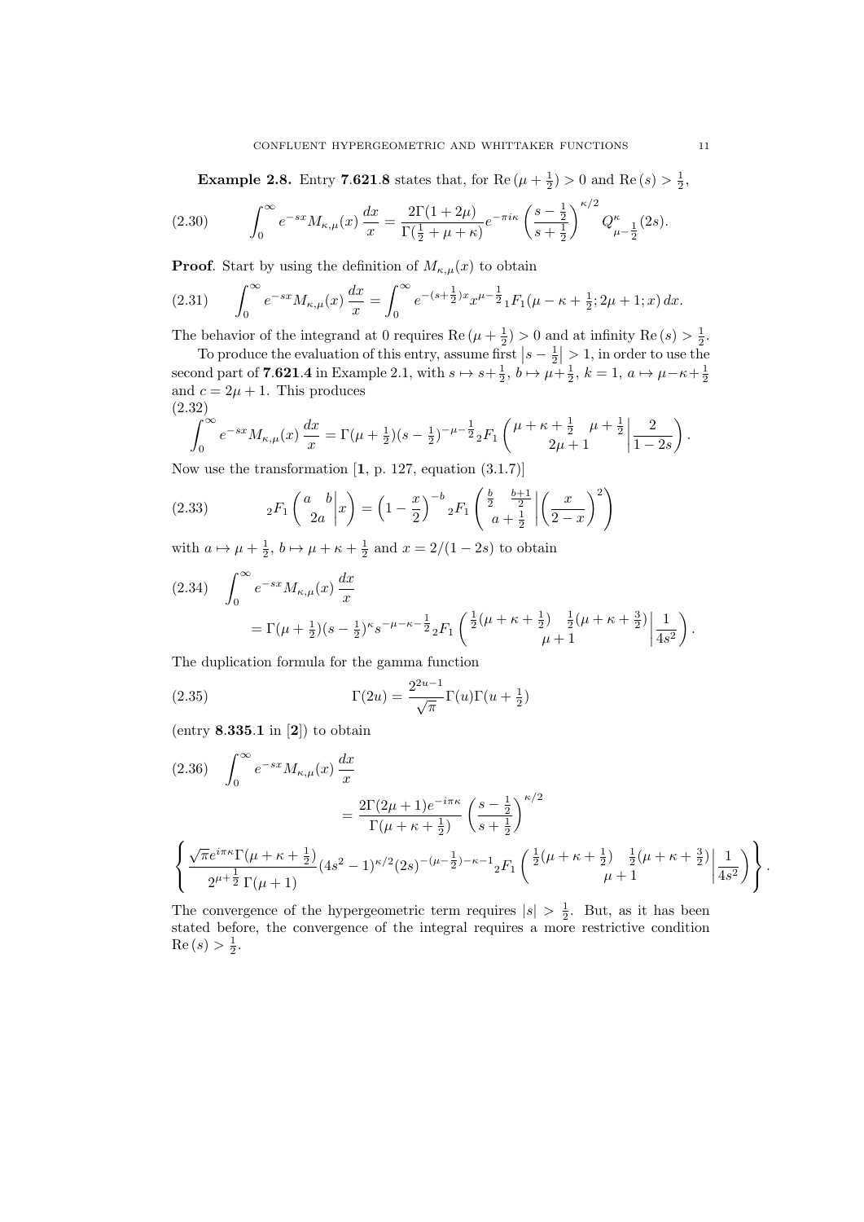**Example 2.8.** Entry **7.621.8** states that, for $\text{Re}\,(\mu+\frac{1}{2})>0$ and $\text{Re}\,(s)>\frac{1}{2}$,

$$\int_0^\infty e^{-sx} M_{\kappa,\mu}(x)\,\frac{dx}{x} = \frac{2\Gamma(1+2\mu)}{\Gamma(\frac{1}{2}+\mu+\kappa)} e^{-\pi i\kappa} \left(\frac{s-\frac{1}{2}}{s+\frac{1}{2}}\right)^{\kappa/2} Q^{\kappa}_{\mu-\frac{1}{2}}(2s). \tag{2.30}$$

**Proof**. Start by using the definition of $M_{\kappa,\mu}(x)$ to obtain

$$\int_0^\infty e^{-sx} M_{\kappa,\mu}(x)\,\frac{dx}{x} = \int_0^\infty e^{-(s+\frac{1}{2})x} x^{\mu-\frac{1}{2}} {}_1F_1(\mu-\kappa+\tfrac{1}{2};2\mu+1;x)\,dx. \tag{2.31}$$

The behavior of the integrand at 0 requires $\text{Re}\,(\mu+\frac{1}{2})>0$ and at infinity $\text{Re}\,(s)>\frac{1}{2}$.

To produce the evaluation of this entry, assume first $\left|s-\frac{1}{2}\right|>1$, in order to use the second part of **7.621.4** in Example 2.1, with $s\mapsto s+\frac{1}{2}$, $b\mapsto \mu+\frac{1}{2}$, $k=1$, $a\mapsto \mu-\kappa+\frac{1}{2}$ and $c=2\mu+1$. This produces

$$\int_0^\infty e^{-sx} M_{\kappa,\mu}(x)\,\frac{dx}{x} = \Gamma(\mu+\tfrac{1}{2})(s-\tfrac{1}{2})^{-\mu-\frac{1}{2}} {}_2F_1\left(\left.\begin{matrix}\mu+\kappa+\frac{1}{2} & \mu+\frac{1}{2}\\ 2\mu+1\end{matrix}\right| \frac{2}{1-2s}\right). \tag{2.32}$$

Now use the transformation [**1**, p. 127, equation (3.1.7)]

$$ {}_2F_1\left(\left.\begin{matrix}a & b\\ 2a\end{matrix}\right| x\right) = \left(1-\frac{x}{2}\right)^{-b} {}_2F_1\left(\left.\begin{matrix}\frac{b}{2} & \frac{b+1}{2}\\ a+\frac{1}{2}\end{matrix}\right| \left(\frac{x}{2-x}\right)^2\right) \tag{2.33}$$

with $a\mapsto \mu+\frac{1}{2}$, $b\mapsto \mu+\kappa+\frac{1}{2}$ and $x=2/(1-2s)$ to obtain

$$\begin{aligned}\int_0^\infty e^{-sx} M_{\kappa,\mu}(x)\,\frac{dx}{x} &\\ &= \Gamma(\mu+\tfrac{1}{2})(s-\tfrac{1}{2})^{\kappa} s^{-\mu-\kappa-\frac{1}{2}} {}_2F_1\left(\left.\begin{matrix}\frac{1}{2}(\mu+\kappa+\frac{1}{2}) & \frac{1}{2}(\mu+\kappa+\frac{3}{2})\\ \mu+1\end{matrix}\right| \frac{1}{4s^2}\right).\end{aligned} \tag{2.34}$$

The duplication formula for the gamma function

$$\Gamma(2u) = \frac{2^{2u-1}}{\sqrt{\pi}}\Gamma(u)\Gamma(u+\tfrac{1}{2}) \tag{2.35}$$

(entry **8.335.1** in [**2**]) to obtain

$$\begin{aligned}\int_0^\infty e^{-sx} M_{\kappa,\mu}(x)\,\frac{dx}{x} &\\ &= \frac{2\Gamma(2\mu+1)e^{-i\pi\kappa}}{\Gamma(\mu+\kappa+\frac{1}{2})}\left(\frac{s-\frac{1}{2}}{s+\frac{1}{2}}\right)^{\kappa/2}\\ &\left\{\frac{\sqrt{\pi}e^{i\pi\kappa}\Gamma(\mu+\kappa+\frac{1}{2})}{2^{\mu+\frac{1}{2}}\,\Gamma(\mu+1)}(4s^2-1)^{\kappa/2}(2s)^{-(\mu-\frac{1}{2})-\kappa-1} {}_2F_1\left(\left.\begin{matrix}\frac{1}{2}(\mu+\kappa+\frac{1}{2}) & \frac{1}{2}(\mu+\kappa+\frac{3}{2})\\ \mu+1\end{matrix}\right| \frac{1}{4s^2}\right)\right\}.\end{aligned} \tag{2.36}$$

The convergence of the hypergeometric term requires $|s|>\frac{1}{2}$. But, as it has been stated before, the convergence of the integral requires a more restrictive condition $\text{Re}\,(s)>\frac{1}{2}$.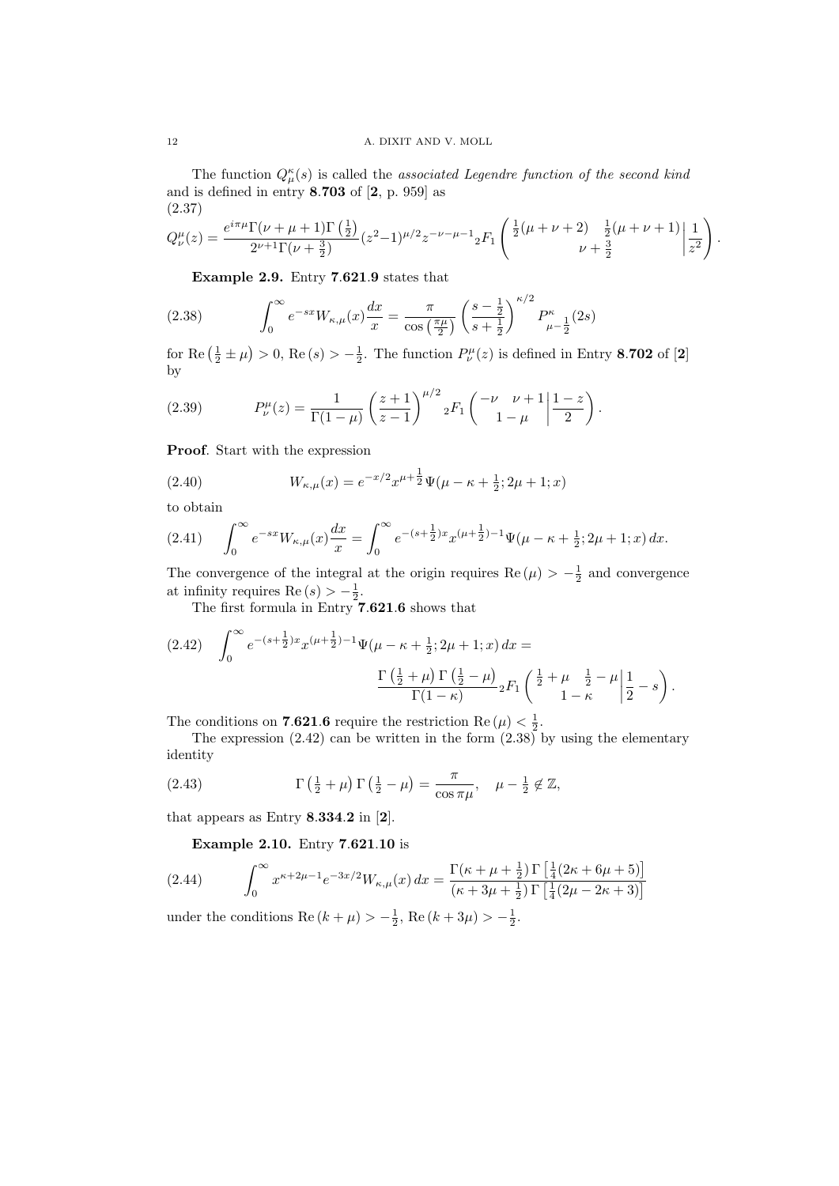The function $Q_\mu^\kappa(s)$ is called the *associated Legendre function of the second kind* and is defined in entry **8.703** of [**2**, p. 959] as

(2.37)

$$Q_\nu^\mu(z) = \frac{e^{i\pi\mu}\Gamma(\nu+\mu+1)\Gamma\left(\frac{1}{2}\right)}{2^{\nu+1}\Gamma(\nu+\frac{3}{2})}(z^2-1)^{\mu/2}z^{-\nu-\mu-1}{}_2F_1\left(\begin{matrix}\frac{1}{2}(\mu+\nu+2) & \frac{1}{2}(\mu+\nu+1)\\ & \nu+\frac{3}{2}\end{matrix}\,\middle|\,\frac{1}{z^2}\right).$$

**Example 2.9.** Entry **7.621.9** states that

$$\int_0^\infty e^{-sx}W_{\kappa,\mu}(x)\frac{dx}{x} = \frac{\pi}{\cos\left(\frac{\pi\mu}{2}\right)}\left(\frac{s-\frac{1}{2}}{s+\frac{1}{2}}\right)^{\kappa/2}P^\kappa_{\mu-\frac{1}{2}}(2s) \tag{2.38}$$

for $\text{Re}\left(\frac{1}{2}\pm\mu\right)>0$, $\text{Re}\,(s)>-\frac{1}{2}$. The function $P_\nu^\mu(z)$ is defined in Entry **8.702** of [**2**] by

$$P_\nu^\mu(z) = \frac{1}{\Gamma(1-\mu)}\left(\frac{z+1}{z-1}\right)^{\mu/2}{}_2F_1\left(\begin{matrix}-\nu & \nu+1\\ 1-\mu & \end{matrix}\,\middle|\,\frac{1-z}{2}\right). \tag{2.39}$$

**Proof**. Start with the expression

$$W_{\kappa,\mu}(x) = e^{-x/2}x^{\mu+\frac{1}{2}}\Psi(\mu-\kappa+\tfrac{1}{2};2\mu+1;x) \tag{2.40}$$

to obtain

$$\int_0^\infty e^{-sx}W_{\kappa,\mu}(x)\frac{dx}{x} = \int_0^\infty e^{-(s+\frac{1}{2})x}x^{(\mu+\frac{1}{2})-1}\Psi(\mu-\kappa+\tfrac{1}{2};2\mu+1;x)\,dx. \tag{2.41}$$

The convergence of the integral at the origin requires $\text{Re}\,(\mu)>-\frac{1}{2}$ and convergence at infinity requires $\text{Re}\,(s)>-\frac{1}{2}$.

The first formula in Entry **7.621.6** shows that

$$\int_0^\infty e^{-(s+\frac{1}{2})x}x^{(\mu+\frac{1}{2})-1}\Psi(\mu-\kappa+\tfrac{1}{2};2\mu+1;x)\,dx = \frac{\Gamma\left(\frac{1}{2}+\mu\right)\Gamma\left(\frac{1}{2}-\mu\right)}{\Gamma(1-\kappa)}{}_2F_1\left(\begin{matrix}\frac{1}{2}+\mu & \frac{1}{2}-\mu\\ 1-\kappa & \end{matrix}\,\middle|\,\frac{1}{2}-s\right). \tag{2.42}$$

The conditions on **7.621.6** require the restriction $\text{Re}\,(\mu)<\frac{1}{2}$.

The expression (2.42) can be written in the form (2.38) by using the elementary identity

$$\Gamma\left(\tfrac{1}{2}+\mu\right)\Gamma\left(\tfrac{1}{2}-\mu\right) = \frac{\pi}{\cos\pi\mu}, \quad \mu-\tfrac{1}{2}\notin\mathbb{Z}, \tag{2.43}$$

that appears as Entry **8.334.2** in [**2**].

**Example 2.10.** Entry **7.621.10** is

$$\int_0^\infty x^{\kappa+2\mu-1}e^{-3x/2}W_{\kappa,\mu}(x)\,dx = \frac{\Gamma(\kappa+\mu+\frac{1}{2})\,\Gamma\left[\frac{1}{4}(2\kappa+6\mu+5)\right]}{(\kappa+3\mu+\frac{1}{2})\,\Gamma\left[\frac{1}{4}(2\mu-2\kappa+3)\right]} \tag{2.44}$$

under the conditions $\text{Re}\,(k+\mu)>-\frac{1}{2}$, $\text{Re}\,(k+3\mu)>-\frac{1}{2}$.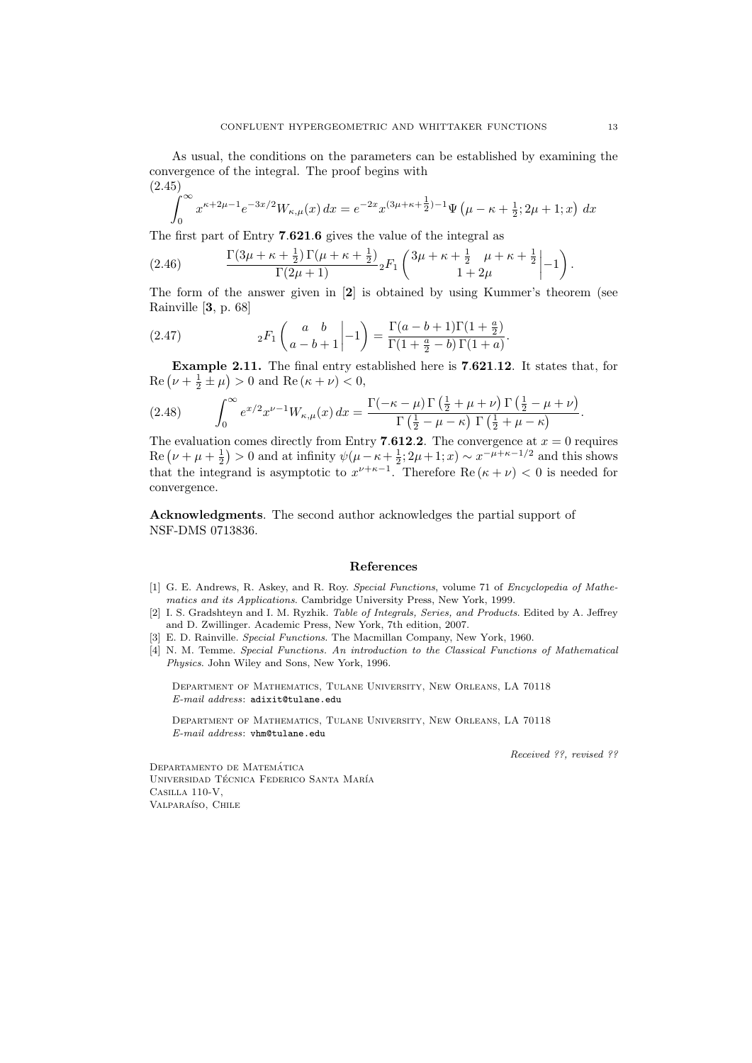As usual, the conditions on the parameters can be established by examining the convergence of the integral. The proof begins with

$$\int_0^\infty x^{\kappa+2\mu-1}e^{-3x/2}W_{\kappa,\mu}(x)\,dx = e^{-2x}x^{(3\mu+\kappa+\frac{1}{2})-1}\Psi\left(\mu-\kappa+\tfrac{1}{2};2\mu+1;x\right)\,dx \tag{2.45}$$

The first part of Entry **7.621.6** gives the value of the integral as

$$\frac{\Gamma(3\mu+\kappa+\frac{1}{2})\,\Gamma(\mu+\kappa+\frac{1}{2})}{\Gamma(2\mu+1)}\,{}_2F_1\left(\begin{matrix}3\mu+\kappa+\frac{1}{2} & \mu+\kappa+\frac{1}{2}\\ & 1+2\mu\end{matrix}\middle|-1\right). \tag{2.46}$$

The form of the answer given in [**2**] is obtained by using Kummer's theorem (see Rainville [**3**, p. 68]

$${}_2F_1\left(\begin{matrix}a & b\\ a-b+1\end{matrix}\middle|-1\right) = \frac{\Gamma(a-b+1)\Gamma(1+\frac{a}{2})}{\Gamma(1+\frac{a}{2}-b)\,\Gamma(1+a)}. \tag{2.47}$$

**Example 2.11.** The final entry established here is **7.621.12**. It states that, for $\text{Re}\left(\nu+\frac{1}{2}\pm\mu\right)>0$ and $\text{Re}\left(\kappa+\nu\right)<0$,

$$\int_0^\infty e^{x/2}x^{\nu-1}W_{\kappa,\mu}(x)\,dx = \frac{\Gamma(-\kappa-\mu)\,\Gamma\left(\frac{1}{2}+\mu+\nu\right)\Gamma\left(\frac{1}{2}-\mu+\nu\right)}{\Gamma\left(\frac{1}{2}-\mu-\kappa\right)\,\Gamma\left(\frac{1}{2}+\mu-\kappa\right)}. \tag{2.48}$$

The evaluation comes directly from Entry **7.612.2**. The convergence at $x=0$ requires $\text{Re}\left(\nu+\mu+\frac{1}{2}\right)>0$ and at infinity $\psi(\mu-\kappa+\frac{1}{2};2\mu+1;x)\sim x^{-\mu+\kappa-1/2}$ and this shows that the integrand is asymptotic to $x^{\nu+\kappa-1}$. Therefore $\text{Re}\left(\kappa+\nu\right)<0$ is needed for convergence.

**Acknowledgments**. The second author acknowledges the partial support of NSF-DMS 0713836.

## References

[1] G. E. Andrews, R. Askey, and R. Roy. *Special Functions*, volume 71 of *Encyclopedia of Mathematics and its Applications*. Cambridge University Press, New York, 1999.

[2] I. S. Gradshteyn and I. M. Ryzhik. *Table of Integrals, Series, and Products*. Edited by A. Jeffrey and D. Zwillinger. Academic Press, New York, 7th edition, 2007.

[3] E. D. Rainville. *Special Functions*. The Macmillan Company, New York, 1960.

[4] N. M. Temme. *Special Functions. An introduction to the Classical Functions of Mathematical Physics*. John Wiley and Sons, New York, 1996.

Department of Mathematics, Tulane University, New Orleans, LA 70118
*E-mail address*: adixit@tulane.edu

Department of Mathematics, Tulane University, New Orleans, LA 70118
*E-mail address*: vhm@tulane.edu

*Received ??, revised ??*

Departamento de Matemática
Universidad Técnica Federico Santa María
Casilla 110-V,
Valparaíso, Chile